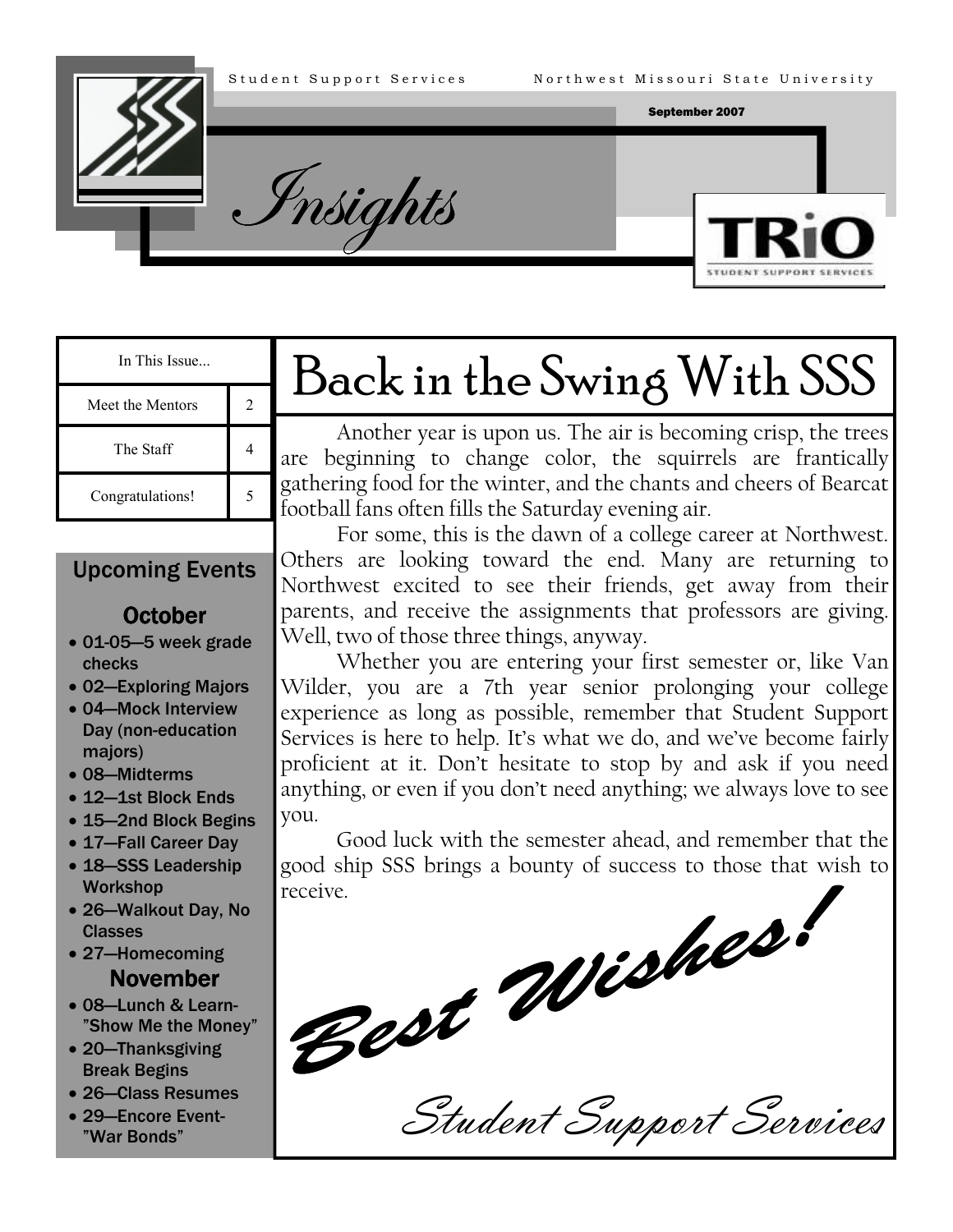Student Support Services    Northwest Missouri State University

September 2007

# Insights

TRiO Student Support Services

| In This Issue... | |
|---|---|
| Meet the Mentors | 2 |
| The Staff | 4 |
| Congratulations! | 5 |

## Upcoming Events

### October

- 01-05—5 week grade checks
- 02—Exploring Majors
- 04—Mock Interview Day (non-education majors)
- 08—Midterms
- 12—1st Block Ends
- 15—2nd Block Begins
- 17—Fall Career Day
- 18—SSS Leadership Workshop
- 26—Walkout Day, No Classes
- 27—Homecoming

### November

- 08—Lunch & Learn-"Show Me the Money"
- 20—Thanksgiving Break Begins
- 26—Class Resumes
- 29—Encore Event-"War Bonds"

## Back in the Swing With SSS

Another year is upon us. The air is becoming crisp, the trees are beginning to change color, the squirrels are frantically gathering food for the winter, and the chants and cheers of Bearcat football fans often fills the Saturday evening air.

For some, this is the dawn of a college career at Northwest. Others are looking toward the end. Many are returning to Northwest excited to see their friends, get away from their parents, and receive the assignments that professors are giving. Well, two of those three things, anyway.

Whether you are entering your first semester or, like Van Wilder, you are a 7th year senior prolonging your college experience as long as possible, remember that Student Support Services is here to help. It's what we do, and we've become fairly proficient at it. Don't hesitate to stop by and ask if you need anything, or even if you don't need anything; we always love to see you.

Good luck with the semester ahead, and remember that the good ship SSS brings a bounty of success to those that wish to receive.

*Best Wishes!*

*Student Support Services*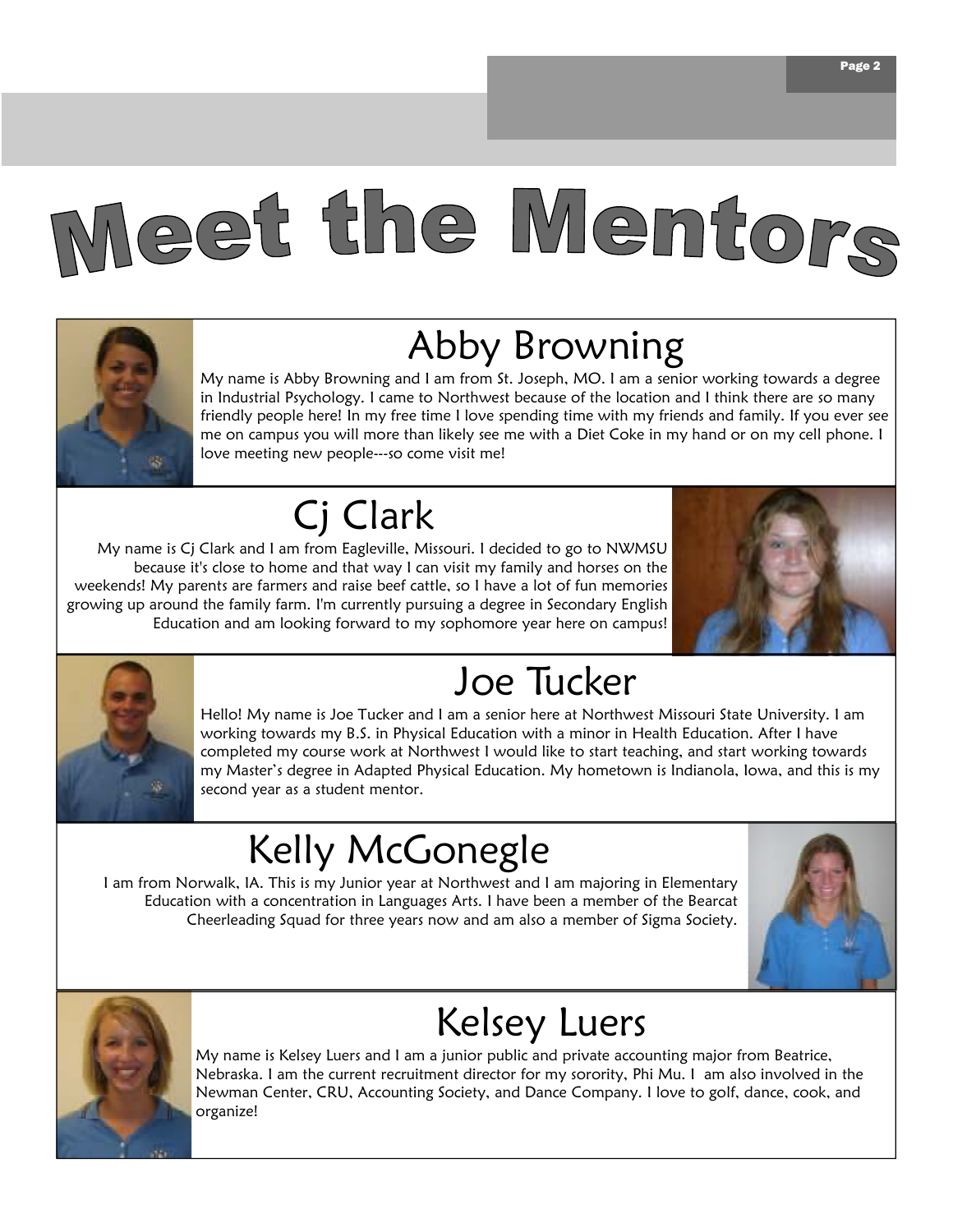# Meet the Mentors

## Abby Browning

My name is Abby Browning and I am from St. Joseph, MO. I am a senior working towards a degree in Industrial Psychology. I came to Northwest because of the location and I think there are so many friendly people here! In my free time I love spending time with my friends and family. If you ever see me on campus you will more than likely see me with a Diet Coke in my hand or on my cell phone. I love meeting new people---so come visit me!

## Cj Clark

My name is Cj Clark and I am from Eagleville, Missouri. I decided to go to NWMSU because it's close to home and that way I can visit my family and horses on the weekends! My parents are farmers and raise beef cattle, so I have a lot of fun memories growing up around the family farm. I'm currently pursuing a degree in Secondary English Education and am looking forward to my sophomore year here on campus!

## Joe Tucker

Hello! My name is Joe Tucker and I am a senior here at Northwest Missouri State University. I am working towards my B.S. in Physical Education with a minor in Health Education. After I have completed my course work at Northwest I would like to start teaching, and start working towards my Master's degree in Adapted Physical Education. My hometown is Indianola, Iowa, and this is my second year as a student mentor.

## Kelly McGonegle

I am from Norwalk, IA. This is my Junior year at Northwest and I am majoring in Elementary Education with a concentration in Languages Arts. I have been a member of the Bearcat Cheerleading Squad for three years now and am also a member of Sigma Society.

## Kelsey Luers

My name is Kelsey Luers and I am a junior public and private accounting major from Beatrice, Nebraska. I am the current recruitment director for my sorority, Phi Mu. I am also involved in the Newman Center, CRU, Accounting Society, and Dance Company. I love to golf, dance, cook, and organize!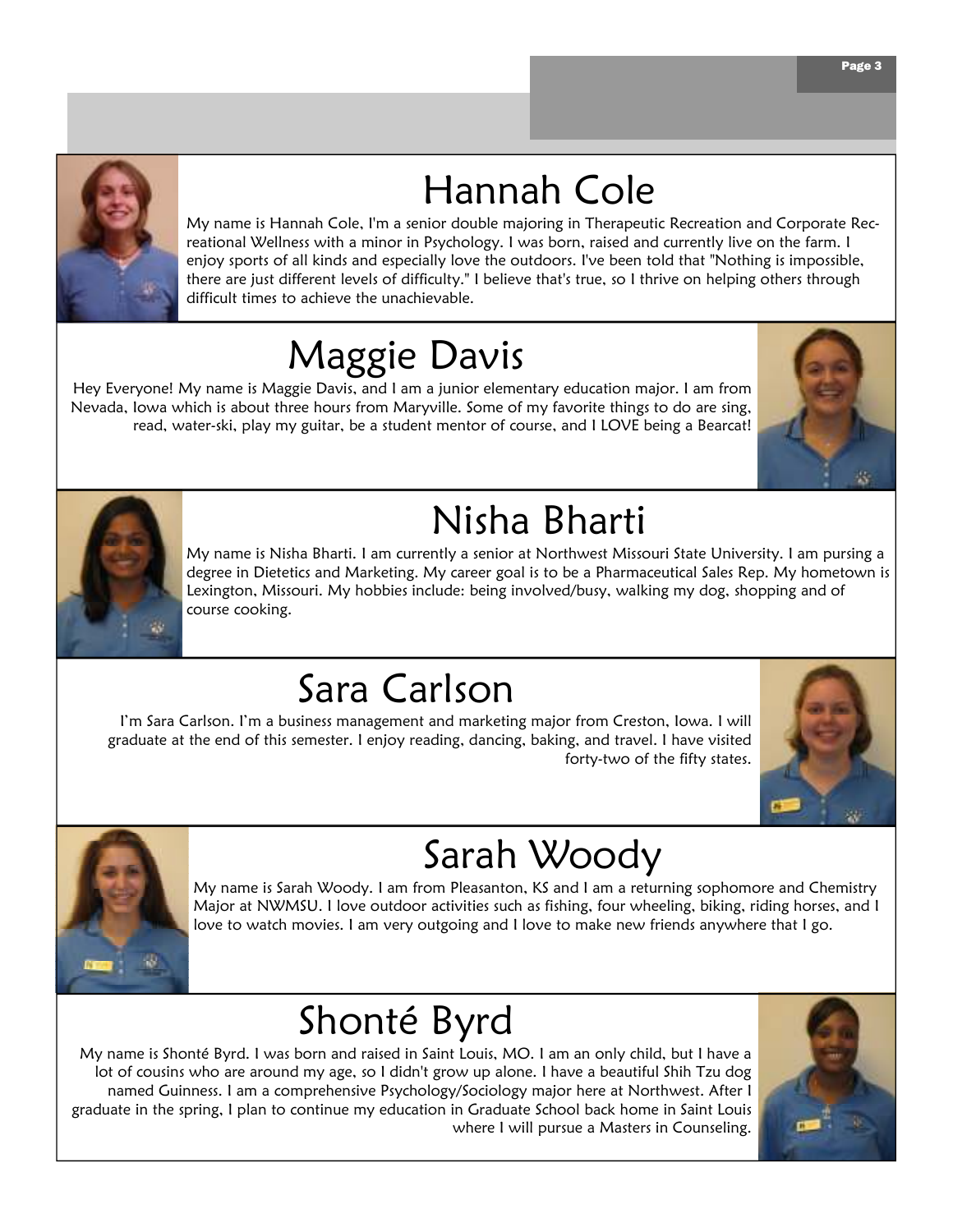## Hannah Cole

My name is Hannah Cole, I'm a senior double majoring in Therapeutic Recreation and Corporate Recreational Wellness with a minor in Psychology. I was born, raised and currently live on the farm. I enjoy sports of all kinds and especially love the outdoors. I've been told that "Nothing is impossible, there are just different levels of difficulty." I believe that's true, so I thrive on helping others through difficult times to achieve the unachievable.

## Maggie Davis

Hey Everyone! My name is Maggie Davis, and I am a junior elementary education major. I am from Nevada, Iowa which is about three hours from Maryville. Some of my favorite things to do are sing, read, water-ski, play my guitar, be a student mentor of course, and I LOVE being a Bearcat!

## Nisha Bharti

My name is Nisha Bharti. I am currently a senior at Northwest Missouri State University. I am pursing a degree in Dietetics and Marketing. My career goal is to be a Pharmaceutical Sales Rep. My hometown is Lexington, Missouri. My hobbies include: being involved/busy, walking my dog, shopping and of course cooking.

## Sara Carlson

I'm Sara Carlson. I'm a business management and marketing major from Creston, Iowa. I will graduate at the end of this semester. I enjoy reading, dancing, baking, and travel. I have visited forty-two of the fifty states.

## Sarah Woody

My name is Sarah Woody. I am from Pleasanton, KS and I am a returning sophomore and Chemistry Major at NWMSU. I love outdoor activities such as fishing, four wheeling, biking, riding horses, and I love to watch movies. I am very outgoing and I love to make new friends anywhere that I go.

## Shonté Byrd

My name is Shonté Byrd. I was born and raised in Saint Louis, MO. I am an only child, but I have a lot of cousins who are around my age, so I didn't grow up alone. I have a beautiful Shih Tzu dog named Guinness. I am a comprehensive Psychology/Sociology major here at Northwest. After I graduate in the spring, I plan to continue my education in Graduate School back home in Saint Louis where I will pursue a Masters in Counseling.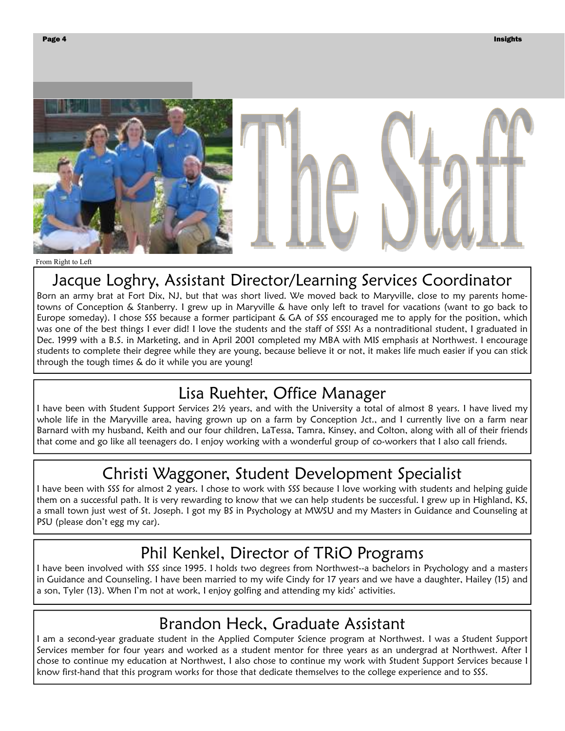# The Staff

From Right to Left

## Jacque Loghry, Assistant Director/Learning Services Coordinator

Born an army brat at Fort Dix, NJ, but that was short lived. We moved back to Maryville, close to my parents hometowns of Conception & Stanberry. I grew up in Maryville & have only left to travel for vacations (want to go back to Europe someday). I chose SSS because a former participant & GA of SSS encouraged me to apply for the position, which was one of the best things I ever did! I love the students and the staff of SSS! As a nontraditional student, I graduated in Dec. 1999 with a B.S. in Marketing, and in April 2001 completed my MBA with MIS emphasis at Northwest. I encourage students to complete their degree while they are young, because believe it or not, it makes life much easier if you can stick through the tough times & do it while you are young!

## Lisa Ruehter, Office Manager

I have been with Student Support Services 2½ years, and with the University a total of almost 8 years. I have lived my whole life in the Maryville area, having grown up on a farm by Conception Jct., and I currently live on a farm near Barnard with my husband, Keith and our four children, LaTessa, Tamra, Kinsey, and Colton, along with all of their friends that come and go like all teenagers do. I enjoy working with a wonderful group of co-workers that I also call friends.

## Christi Waggoner, Student Development Specialist

I have been with SSS for almost 2 years. I chose to work with SSS because I love working with students and helping guide them on a successful path. It is very rewarding to know that we can help students be successful. I grew up in Highland, KS, a small town just west of St. Joseph. I got my BS in Psychology at MWSU and my Masters in Guidance and Counseling at PSU (please don't egg my car).

## Phil Kenkel, Director of TRiO Programs

I have been involved with SSS since 1995. I holds two degrees from Northwest--a bachelors in Psychology and a masters in Guidance and Counseling. I have been married to my wife Cindy for 17 years and we have a daughter, Hailey (15) and a son, Tyler (13). When I'm not at work, I enjoy golfing and attending my kids' activities.

## Brandon Heck, Graduate Assistant

I am a second-year graduate student in the Applied Computer Science program at Northwest. I was a Student Support Services member for four years and worked as a student mentor for three years as an undergrad at Northwest. After I chose to continue my education at Northwest, I also chose to continue my work with Student Support Services because I know first-hand that this program works for those that dedicate themselves to the college experience and to SSS.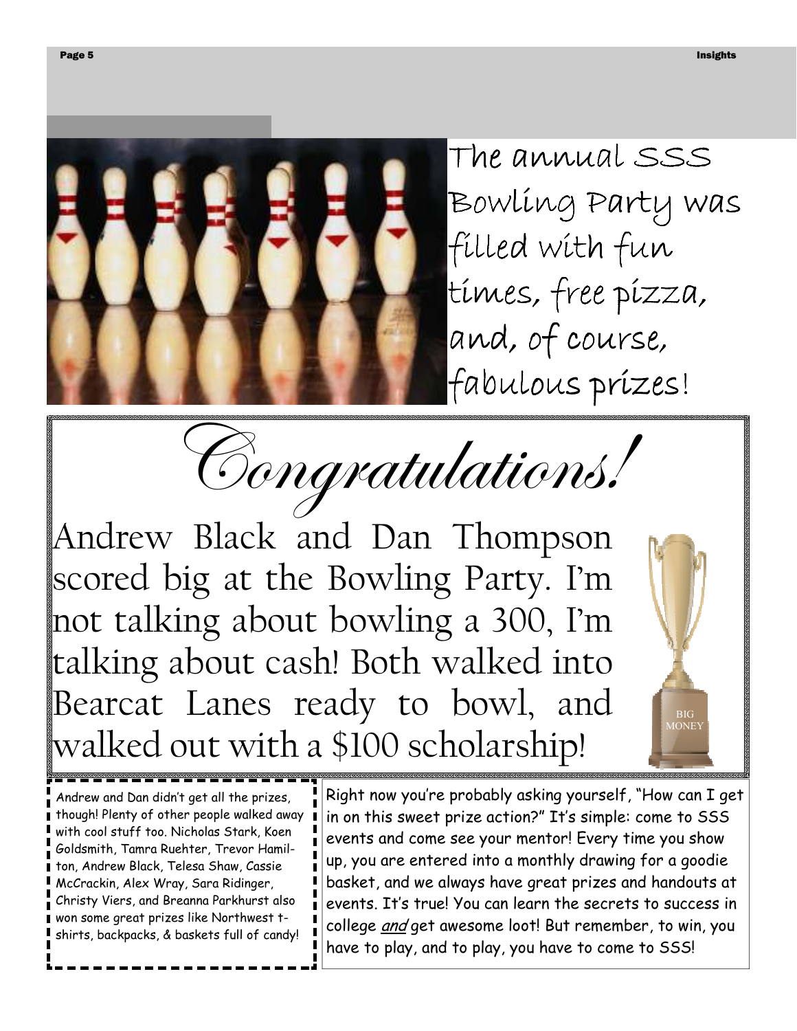The annual SSS Bowling Party was filled with fun times, free pizza, and, of course, fabulous prizes!

# Congratulations!

Andrew Black and Dan Thompson scored big at the Bowling Party. I'm not talking about bowling a 300, I'm talking about cash! Both walked into Bearcat Lanes ready to bowl, and walked out with a $100 scholarship!

BIG MONEY

Andrew and Dan didn't get all the prizes, though! Plenty of other people walked away with cool stuff too. Nicholas Stark, Koen Goldsmith, Tamra Ruehter, Trevor Hamilton, Andrew Black, Telesa Shaw, Cassie McCrackin, Alex Wray, Sara Ridinger, Christy Viers, and Breanna Parkhurst also won some great prizes like Northwest t-shirts, backpacks, & baskets full of candy!

Right now you're probably asking yourself, "How can I get in on this sweet prize action?" It's simple: come to SSS events and come see your mentor! Every time you show up, you are entered into a monthly drawing for a goodie basket, and we always have great prizes and handouts at events. It's true! You can learn the secrets to success in college *and* get awesome loot! But remember, to win, you have to play, and to play, you have to come to SSS!